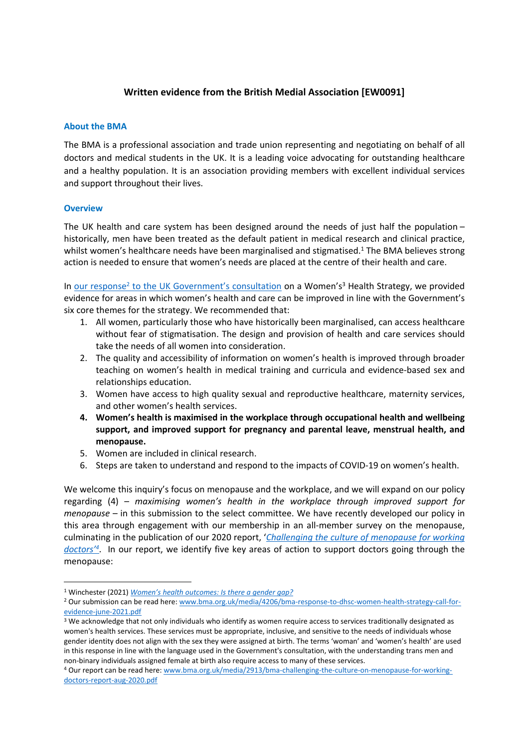# Written evidence from the British Medial Association [EW0091]

## About the BMA

The BMA is a professional association and trade union representing and negotiating on behalf of all doctors and medical students in the UK. It is a leading voice advocating for outstanding healthcare and a healthy population. It is an association providing members with excellent individual services and support throughout their lives.

## Overview

The UK health and care system has been designed around the needs of just half the population – historically, men have been treated as the default patient in medical research and clinical practice, whilst women's healthcare needs have been marginalised and stigmatised.[1] The BMA believes strong action is needed to ensure that women's needs are placed at the centre of their health and care.

In our response[2] to the UK Government's consultation on a Women's[3] Health Strategy, we provided evidence for areas in which women's health and care can be improved in line with the Government's six core themes for the strategy. We recommended that:

1. All women, particularly those who have historically been marginalised, can access healthcare without fear of stigmatisation. The design and provision of health and care services should take the needs of all women into consideration.
2. The quality and accessibility of information on women's health is improved through broader teaching on women's health in medical training and curricula and evidence-based sex and relationships education.
3. Women have access to high quality sexual and reproductive healthcare, maternity services, and other women's health services.
4. **Women's health is maximised in the workplace through occupational health and wellbeing support, and improved support for pregnancy and parental leave, menstrual health, and menopause.**
5. Women are included in clinical research.
6. Steps are taken to understand and respond to the impacts of COVID-19 on women's health.

We welcome this inquiry's focus on menopause and the workplace, and we will expand on our policy regarding (4) – *maximising women's health in the workplace through improved support for menopause* – in this submission to the select committee. We have recently developed our policy in this area through engagement with our membership in an all-member survey on the menopause, culminating in the publication of our 2020 report, '*Challenging the culture of menopause for working doctors*'[4]. In our report, we identify five key areas of action to support doctors going through the menopause:

---

[1] Winchester (2021) *Women's health outcomes: Is there a gender gap?*

[2] Our submission can be read here: www.bma.org.uk/media/4206/bma-response-to-dhsc-women-health-strategy-call-for-evidence-june-2021.pdf

[3] We acknowledge that not only individuals who identify as women require access to services traditionally designated as women's health services. These services must be appropriate, inclusive, and sensitive to the needs of individuals whose gender identity does not align with the sex they were assigned at birth. The terms 'woman' and 'women's health' are used in this response in line with the language used in the Government's consultation, with the understanding trans men and non-binary individuals assigned female at birth also require access to many of these services.

[4] Our report can be read here: www.bma.org.uk/media/2913/bma-challenging-the-culture-on-menopause-for-working-doctors-report-aug-2020.pdf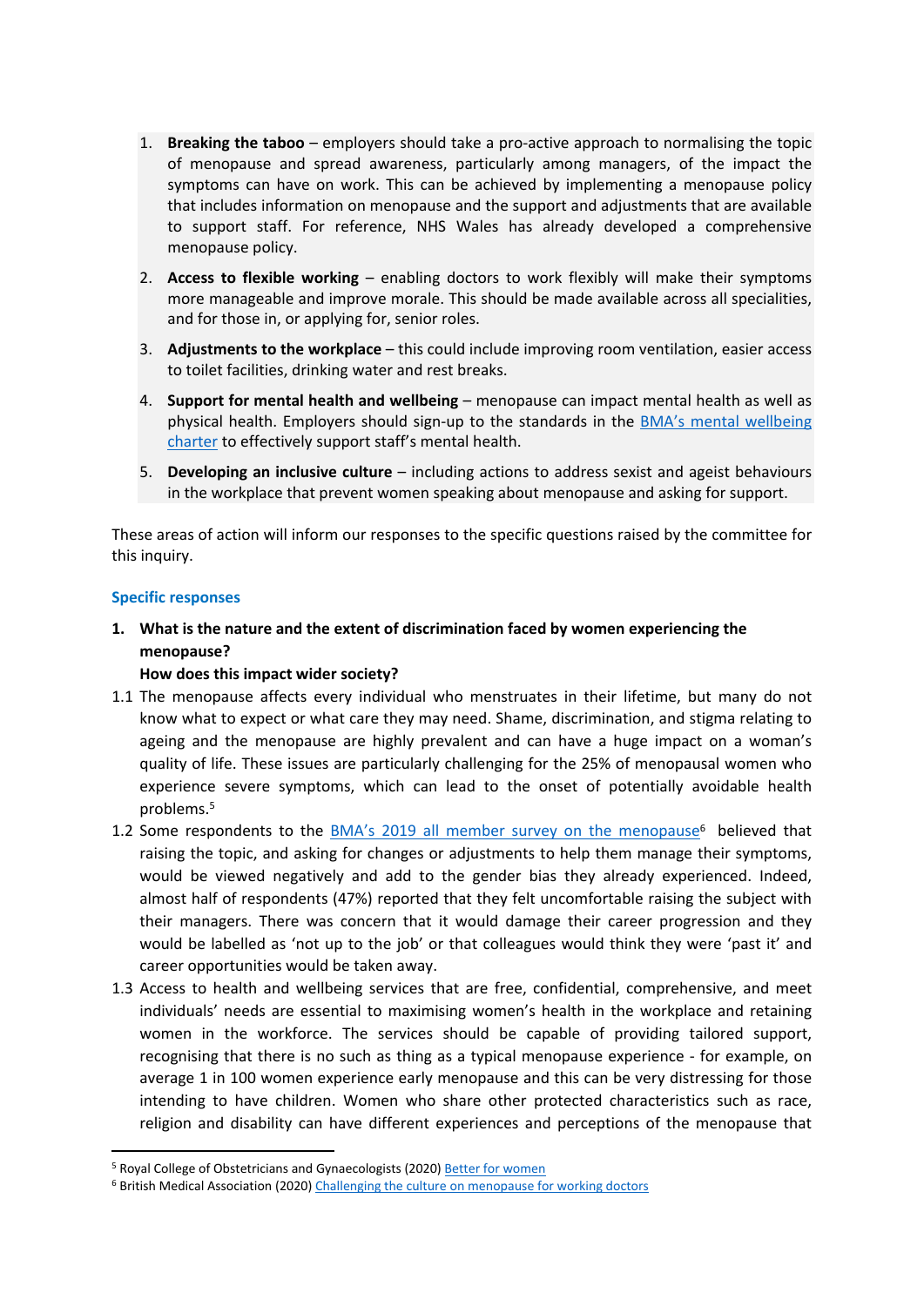1. **Breaking the taboo** – employers should take a pro-active approach to normalising the topic of menopause and spread awareness, particularly among managers, of the impact the symptoms can have on work. This can be achieved by implementing a menopause policy that includes information on menopause and the support and adjustments that are available to support staff. For reference, NHS Wales has already developed a comprehensive menopause policy.
2. **Access to flexible working** – enabling doctors to work flexibly will make their symptoms more manageable and improve morale. This should be made available across all specialities, and for those in, or applying for, senior roles.
3. **Adjustments to the workplace** – this could include improving room ventilation, easier access to toilet facilities, drinking water and rest breaks.
4. **Support for mental health and wellbeing** – menopause can impact mental health as well as physical health. Employers should sign-up to the standards in the BMA's mental wellbeing charter to effectively support staff's mental health.
5. **Developing an inclusive culture** – including actions to address sexist and ageist behaviours in the workplace that prevent women speaking about menopause and asking for support.

These areas of action will inform our responses to the specific questions raised by the committee for this inquiry.

## Specific responses

**1. What is the nature and the extent of discrimination faced by women experiencing the menopause?**
**How does this impact wider society?**

1.1 The menopause affects every individual who menstruates in their lifetime, but many do not know what to expect or what care they may need. Shame, discrimination, and stigma relating to ageing and the menopause are highly prevalent and can have a huge impact on a woman's quality of life. These issues are particularly challenging for the 25% of menopausal women who experience severe symptoms, which can lead to the onset of potentially avoidable health problems.[5]

1.2 Some respondents to the BMA's 2019 all member survey on the menopause[6] believed that raising the topic, and asking for changes or adjustments to help them manage their symptoms, would be viewed negatively and add to the gender bias they already experienced. Indeed, almost half of respondents (47%) reported that they felt uncomfortable raising the subject with their managers. There was concern that it would damage their career progression and they would be labelled as 'not up to the job' or that colleagues would think they were 'past it' and career opportunities would be taken away.

1.3 Access to health and wellbeing services that are free, confidential, comprehensive, and meet individuals' needs are essential to maximising women's health in the workplace and retaining women in the workforce. The services should be capable of providing tailored support, recognising that there is no such as thing as a typical menopause experience - for example, on average 1 in 100 women experience early menopause and this can be very distressing for those intending to have children. Women who share other protected characteristics such as race, religion and disability can have different experiences and perceptions of the menopause that

---

[5] Royal College of Obstetricians and Gynaecologists (2020) Better for women

[6] British Medical Association (2020) Challenging the culture on menopause for working doctors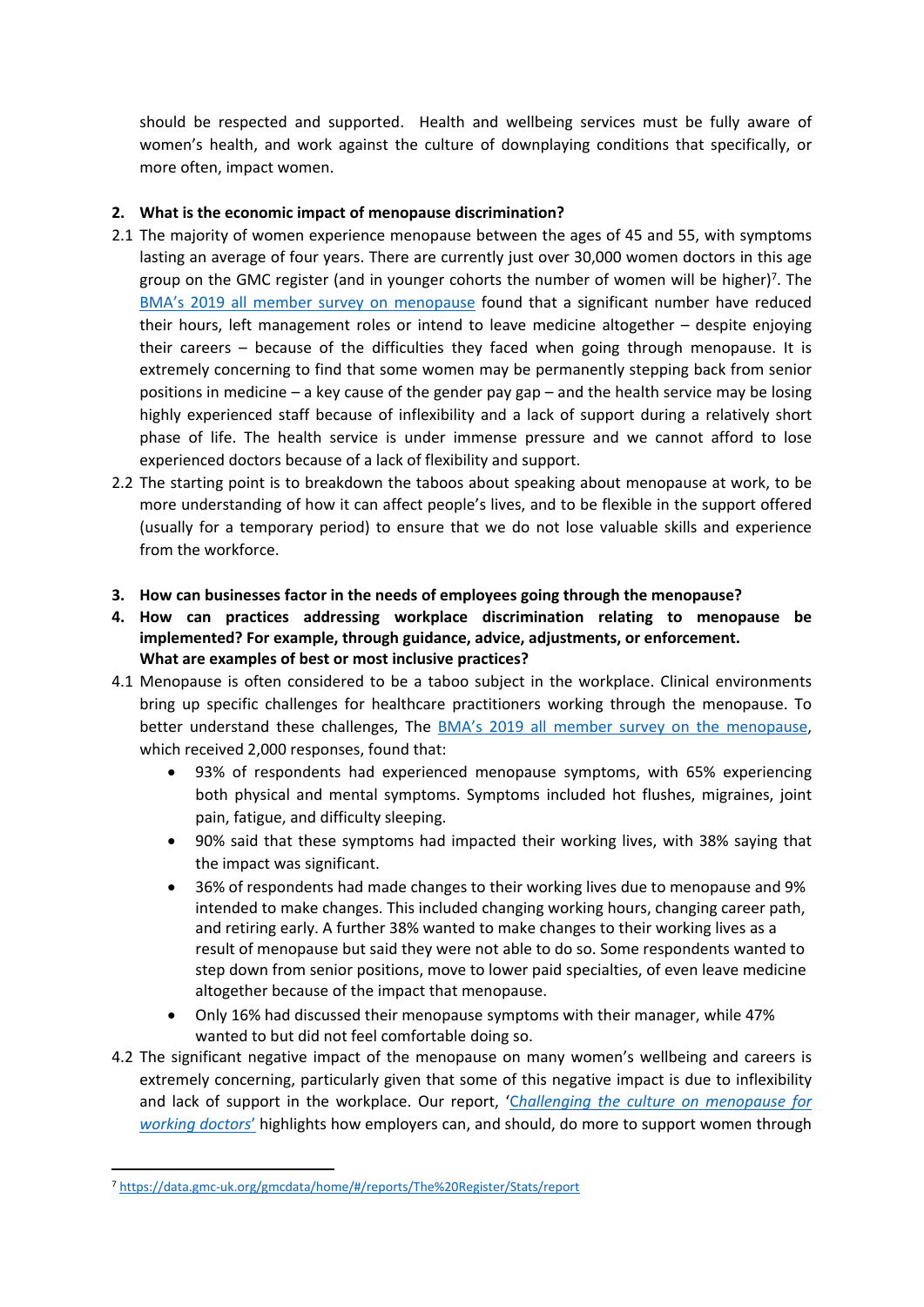should be respected and supported. Health and wellbeing services must be fully aware of women's health, and work against the culture of downplaying conditions that specifically, or more often, impact women.

**2. What is the economic impact of menopause discrimination?**

2.1 The majority of women experience menopause between the ages of 45 and 55, with symptoms lasting an average of four years. There are currently just over 30,000 women doctors in this age group on the GMC register (and in younger cohorts the number of women will be higher)[7]. The [BMA's 2019 all member survey on menopause](#) found that a significant number have reduced their hours, left management roles or intend to leave medicine altogether – despite enjoying their careers – because of the difficulties they faced when going through menopause. It is extremely concerning to find that some women may be permanently stepping back from senior positions in medicine – a key cause of the gender pay gap – and the health service may be losing highly experienced staff because of inflexibility and a lack of support during a relatively short phase of life. The health service is under immense pressure and we cannot afford to lose experienced doctors because of a lack of flexibility and support.

2.2 The starting point is to breakdown the taboos about speaking about menopause at work, to be more understanding of how it can affect people's lives, and to be flexible in the support offered (usually for a temporary period) to ensure that we do not lose valuable skills and experience from the workforce.

**3. How can businesses factor in the needs of employees going through the menopause?**

**4. How can practices addressing workplace discrimination relating to menopause be implemented? For example, through guidance, advice, adjustments, or enforcement. What are examples of best or most inclusive practices?**

4.1 Menopause is often considered to be a taboo subject in the workplace. Clinical environments bring up specific challenges for healthcare practitioners working through the menopause. To better understand these challenges, The [BMA's 2019 all member survey on the menopause](#), which received 2,000 responses, found that:

- 93% of respondents had experienced menopause symptoms, with 65% experiencing both physical and mental symptoms. Symptoms included hot flushes, migraines, joint pain, fatigue, and difficulty sleeping.
- 90% said that these symptoms had impacted their working lives, with 38% saying that the impact was significant.
- 36% of respondents had made changes to their working lives due to menopause and 9% intended to make changes. This included changing working hours, changing career path, and retiring early. A further 38% wanted to make changes to their working lives as a result of menopause but said they were not able to do so. Some respondents wanted to step down from senior positions, move to lower paid specialties, of even leave medicine altogether because of the impact that menopause.
- Only 16% had discussed their menopause symptoms with their manager, while 47% wanted to but did not feel comfortable doing so.

4.2 The significant negative impact of the menopause on many women's wellbeing and careers is extremely concerning, particularly given that some of this negative impact is due to inflexibility and lack of support in the workplace. Our report, '*[Challenging the culture on menopause for working doctors](#)*' highlights how employers can, and should, do more to support women through

---

[7] https://data.gmc-uk.org/gmcdata/home/#/reports/The%20Register/Stats/report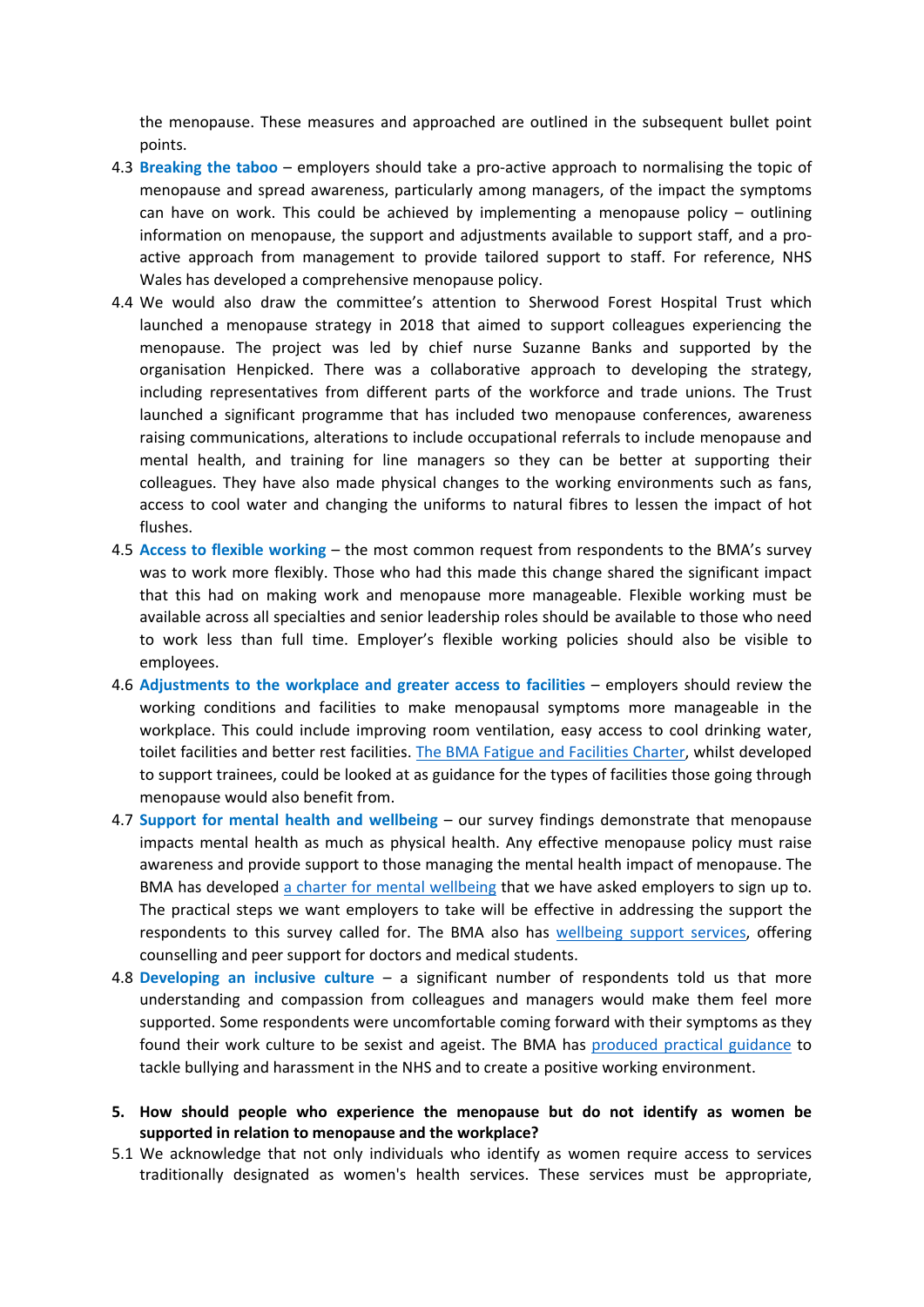the menopause. These measures and approached are outlined in the subsequent bullet point points.

4.3 **Breaking the taboo** – employers should take a pro-active approach to normalising the topic of menopause and spread awareness, particularly among managers, of the impact the symptoms can have on work. This could be achieved by implementing a menopause policy – outlining information on menopause, the support and adjustments available to support staff, and a pro-active approach from management to provide tailored support to staff. For reference, NHS Wales has developed a comprehensive menopause policy.

4.4 We would also draw the committee's attention to Sherwood Forest Hospital Trust which launched a menopause strategy in 2018 that aimed to support colleagues experiencing the menopause. The project was led by chief nurse Suzanne Banks and supported by the organisation Henpicked. There was a collaborative approach to developing the strategy, including representatives from different parts of the workforce and trade unions. The Trust launched a significant programme that has included two menopause conferences, awareness raising communications, alterations to include occupational referrals to include menopause and mental health, and training for line managers so they can be better at supporting their colleagues. They have also made physical changes to the working environments such as fans, access to cool water and changing the uniforms to natural fibres to lessen the impact of hot flushes.

4.5 **Access to flexible working** – the most common request from respondents to the BMA's survey was to work more flexibly. Those who had this made this change shared the significant impact that this had on making work and menopause more manageable. Flexible working must be available across all specialties and senior leadership roles should be available to those who need to work less than full time. Employer's flexible working policies should also be visible to employees.

4.6 **Adjustments to the workplace and greater access to facilities** – employers should review the working conditions and facilities to make menopausal symptoms more manageable in the workplace. This could include improving room ventilation, easy access to cool drinking water, toilet facilities and better rest facilities. [The BMA Fatigue and Facilities Charter](), whilst developed to support trainees, could be looked at as guidance for the types of facilities those going through menopause would also benefit from.

4.7 **Support for mental health and wellbeing** – our survey findings demonstrate that menopause impacts mental health as much as physical health. Any effective menopause policy must raise awareness and provide support to those managing the mental health impact of menopause. The BMA has developed [a charter for mental wellbeing]() that we have asked employers to sign up to. The practical steps we want employers to take will be effective in addressing the support the respondents to this survey called for. The BMA also has [wellbeing support services](), offering counselling and peer support for doctors and medical students.

4.8 **Developing an inclusive culture** – a significant number of respondents told us that more understanding and compassion from colleagues and managers would make them feel more supported. Some respondents were uncomfortable coming forward with their symptoms as they found their work culture to be sexist and ageist. The BMA has [produced practical guidance]() to tackle bullying and harassment in the NHS and to create a positive working environment.

**5. How should people who experience the menopause but do not identify as women be supported in relation to menopause and the workplace?**

5.1 We acknowledge that not only individuals who identify as women require access to services traditionally designated as women's health services. These services must be appropriate,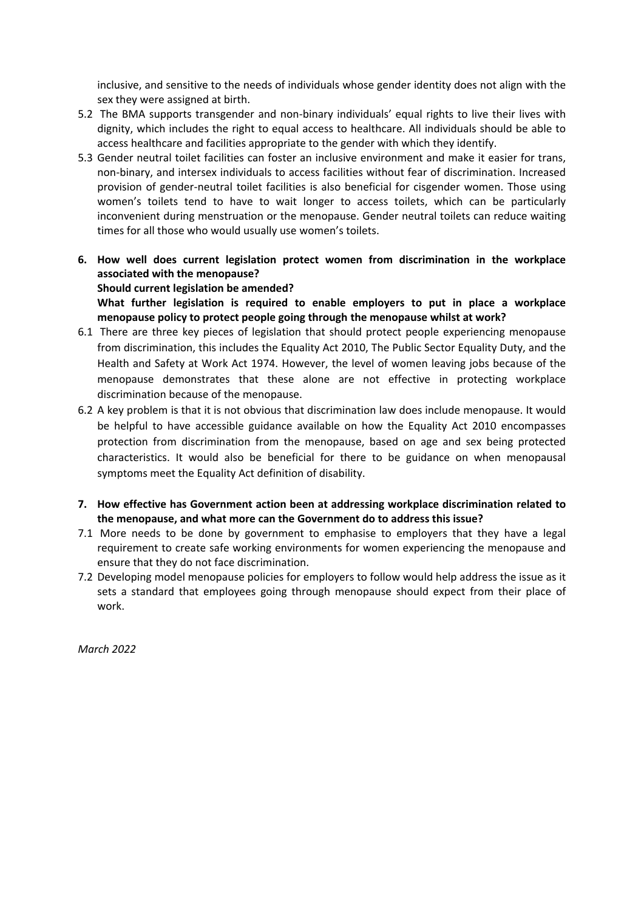inclusive, and sensitive to the needs of individuals whose gender identity does not align with the sex they were assigned at birth.

5.2 The BMA supports transgender and non-binary individuals' equal rights to live their lives with dignity, which includes the right to equal access to healthcare. All individuals should be able to access healthcare and facilities appropriate to the gender with which they identify.

5.3 Gender neutral toilet facilities can foster an inclusive environment and make it easier for trans, non-binary, and intersex individuals to access facilities without fear of discrimination. Increased provision of gender-neutral toilet facilities is also beneficial for cisgender women. Those using women's toilets tend to have to wait longer to access toilets, which can be particularly inconvenient during menstruation or the menopause. Gender neutral toilets can reduce waiting times for all those who would usually use women's toilets.

**6. How well does current legislation protect women from discrimination in the workplace associated with the menopause?**
**Should current legislation be amended?**
**What further legislation is required to enable employers to put in place a workplace menopause policy to protect people going through the menopause whilst at work?**

6.1 There are three key pieces of legislation that should protect people experiencing menopause from discrimination, this includes the Equality Act 2010, The Public Sector Equality Duty, and the Health and Safety at Work Act 1974. However, the level of women leaving jobs because of the menopause demonstrates that these alone are not effective in protecting workplace discrimination because of the menopause.

6.2 A key problem is that it is not obvious that discrimination law does include menopause. It would be helpful to have accessible guidance available on how the Equality Act 2010 encompasses protection from discrimination from the menopause, based on age and sex being protected characteristics. It would also be beneficial for there to be guidance on when menopausal symptoms meet the Equality Act definition of disability.

**7. How effective has Government action been at addressing workplace discrimination related to the menopause, and what more can the Government do to address this issue?**

7.1 More needs to be done by government to emphasise to employers that they have a legal requirement to create safe working environments for women experiencing the menopause and ensure that they do not face discrimination.

7.2 Developing model menopause policies for employers to follow would help address the issue as it sets a standard that employees going through menopause should expect from their place of work.

*March 2022*